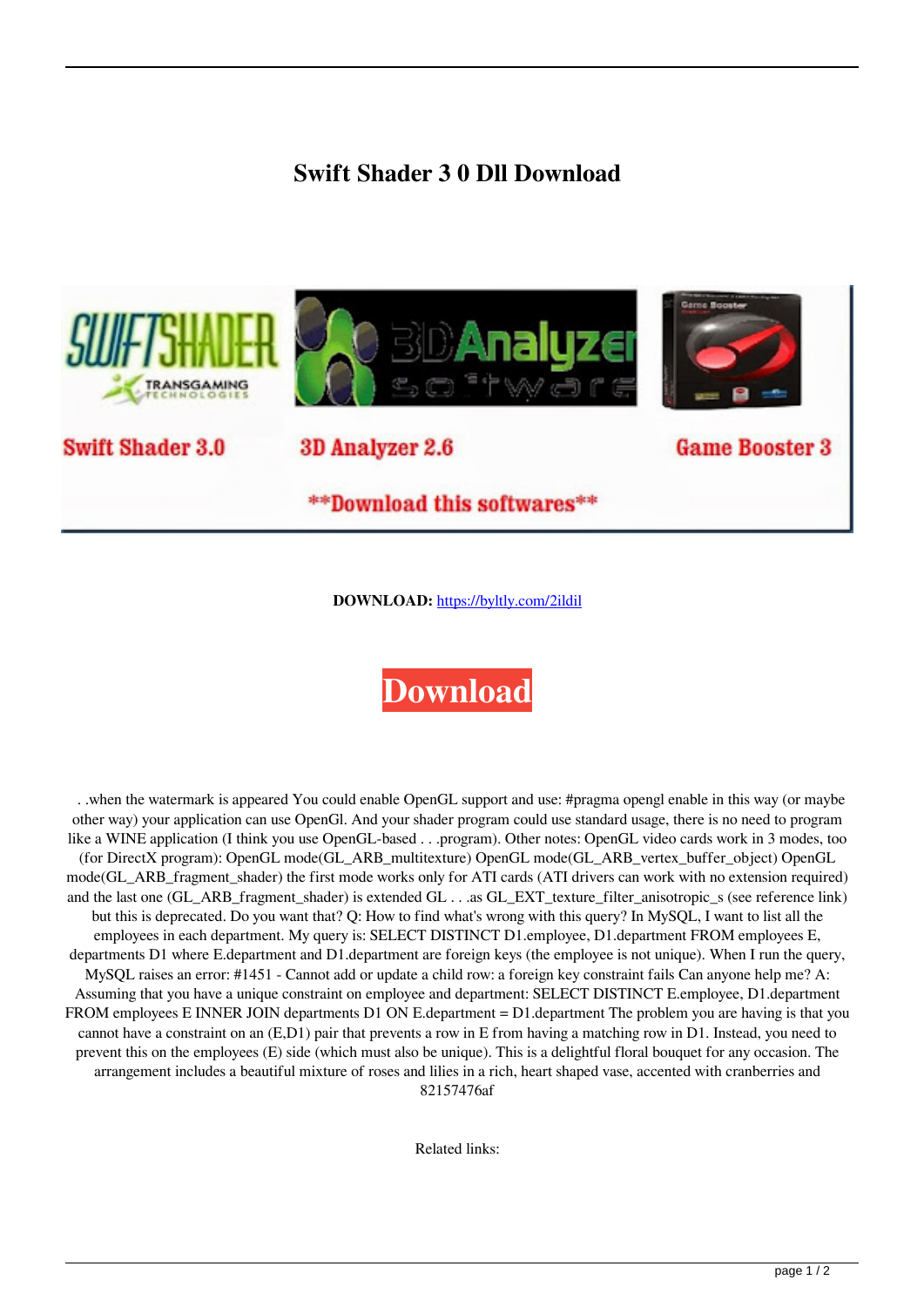# Swift Shader 3 0 Dll Download

**DOWNLOAD:** https://byltly.com/2ildil

Download

. .when the watermark is appeared You could enable OpenGL support and use: #pragma opengl enable in this way (or maybe other way) your application can use OpenGl. And your shader program could use standard usage, there is no need to program like a WINE application (I think you use OpenGL-based . . .program). Other notes: OpenGL video cards work in 3 modes, too (for DirectX program): OpenGL mode(GL_ARB_multitexture) OpenGL mode(GL_ARB_vertex_buffer_object) OpenGL mode(GL_ARB_fragment_shader) the first mode works only for ATI cards (ATI drivers can work with no extension required) and the last one (GL_ARB_fragment_shader) is extended GL . . .as GL_EXT_texture_filter_anisotropic_s (see reference link) but this is deprecated. Do you want that? Q: How to find what's wrong with this query? In MySQL, I want to list all the employees in each department. My query is: SELECT DISTINCT D1.employee, D1.department FROM employees E, departments D1 where E.department and D1.department are foreign keys (the employee is not unique). When I run the query, MySQL raises an error: #1451 - Cannot add or update a child row: a foreign key constraint fails Can anyone help me? A: Assuming that you have a unique constraint on employee and department: SELECT DISTINCT E.employee, D1.department FROM employees E INNER JOIN departments D1 ON E.department = D1.department The problem you are having is that you cannot have a constraint on an (E,D1) pair that prevents a row in E from having a matching row in D1. Instead, you need to prevent this on the employees (E) side (which must also be unique). This is a delightful floral bouquet for any occasion. The arrangement includes a beautiful mixture of roses and lilies in a rich, heart shaped vase, accented with cranberries and 82157476af

Related links: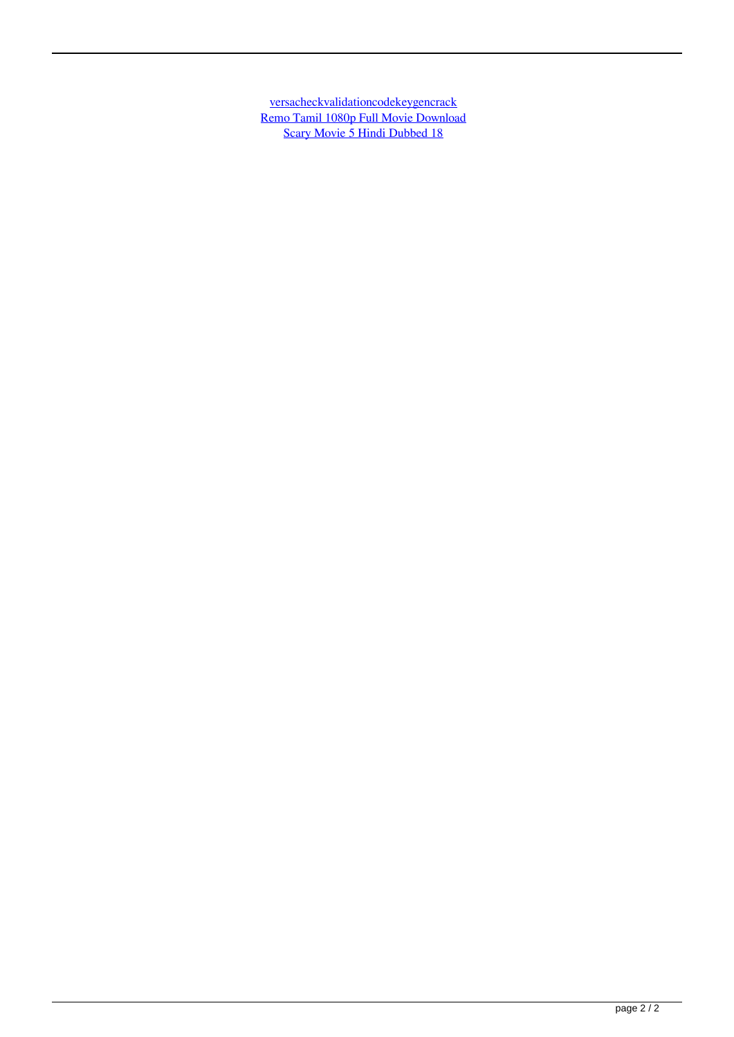versacheckvalidationcodekeygencrack
Remo Tamil 1080p Full Movie Download
Scary Movie 5 Hindi Dubbed 18